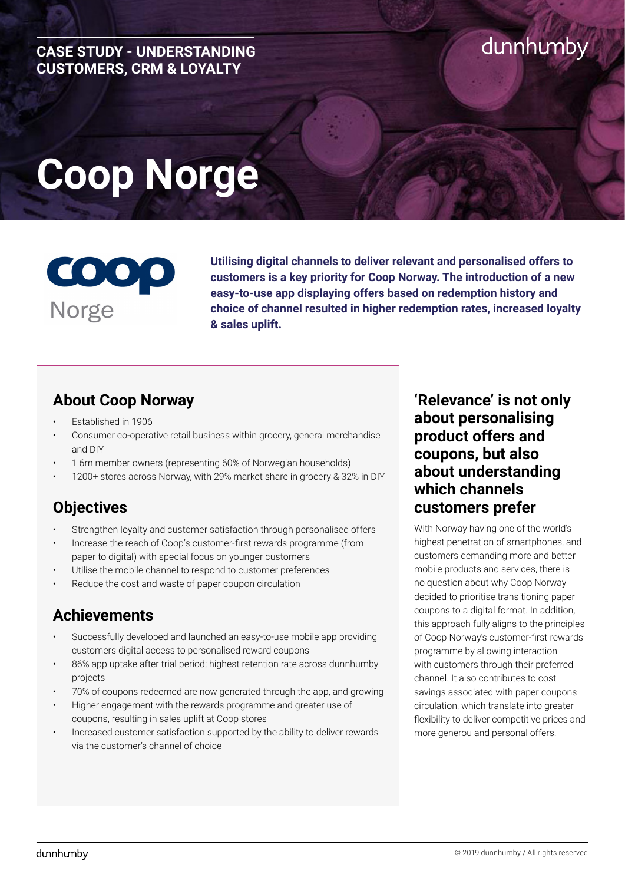CASE STUDY - UNDERSTANDING CUSTOMERS, CRM & LOYALTY

# Coop Norge

**Utilising digital channels to deliver relevant and personalised offers to customers is a key priority for Coop Norway. The introduction of a new easy-to-use app displaying offers based on redemption history and choice of channel resulted in higher redemption rates, increased loyalty & sales uplift.**

## About Coop Norway

- Established in 1906
- Consumer co-operative retail business within grocery, general merchandise and DIY
- 1.6m member owners (representing 60% of Norwegian households)
- 1200+ stores across Norway, with 29% market share in grocery & 32% in DIY

## Objectives

- Strengthen loyalty and customer satisfaction through personalised offers
- Increase the reach of Coop's customer-first rewards programme (from paper to digital) with special focus on younger customers
- Utilise the mobile channel to respond to customer preferences
- Reduce the cost and waste of paper coupon circulation

## Achievements

- Successfully developed and launched an easy-to-use mobile app providing customers digital access to personalised reward coupons
- 86% app uptake after trial period; highest retention rate across dunnhumby projects
- 70% of coupons redeemed are now generated through the app, and growing
- Higher engagement with the rewards programme and greater use of coupons, resulting in sales uplift at Coop stores
- Increased customer satisfaction supported by the ability to deliver rewards via the customer's channel of choice

## 'Relevance' is not only about personalising product offers and coupons, but also about understanding which channels customers prefer

With Norway having one of the world's highest penetration of smartphones, and customers demanding more and better mobile products and services, there is no question about why Coop Norway decided to prioritise transitioning paper coupons to a digital format. In addition, this approach fully aligns to the principles of Coop Norway's customer-first rewards programme by allowing interaction with customers through their preferred channel. It also contributes to cost savings associated with paper coupons circulation, which translate into greater flexibility to deliver competitive prices and more generou and personal offers.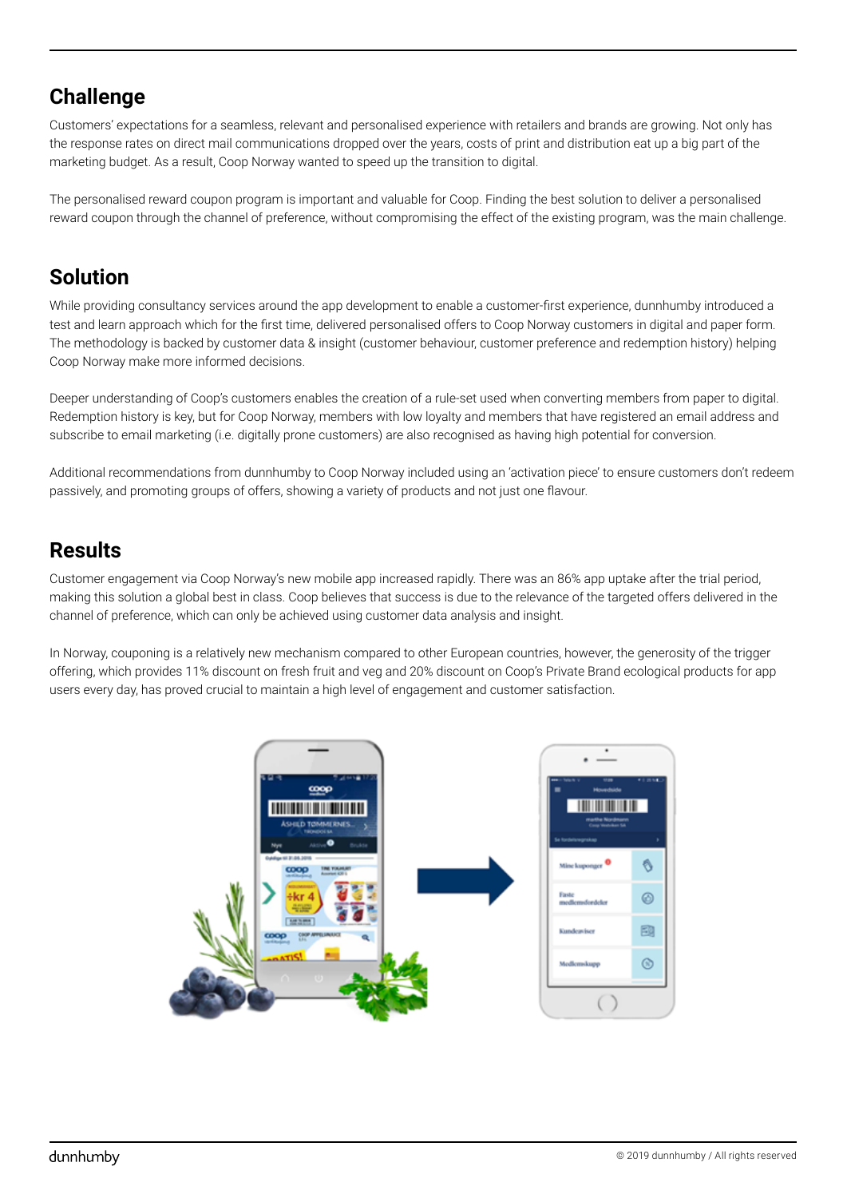## Challenge

Customers' expectations for a seamless, relevant and personalised experience with retailers and brands are growing. Not only has the response rates on direct mail communications dropped over the years, costs of print and distribution eat up a big part of the marketing budget. As a result, Coop Norway wanted to speed up the transition to digital.

The personalised reward coupon program is important and valuable for Coop. Finding the best solution to deliver a personalised reward coupon through the channel of preference, without compromising the effect of the existing program, was the main challenge.

## Solution

While providing consultancy services around the app development to enable a customer-first experience, dunnhumby introduced a test and learn approach which for the first time, delivered personalised offers to Coop Norway customers in digital and paper form. The methodology is backed by customer data & insight (customer behaviour, customer preference and redemption history) helping Coop Norway make more informed decisions.

Deeper understanding of Coop's customers enables the creation of a rule-set used when converting members from paper to digital. Redemption history is key, but for Coop Norway, members with low loyalty and members that have registered an email address and subscribe to email marketing (i.e. digitally prone customers) are also recognised as having high potential for conversion.

Additional recommendations from dunnhumby to Coop Norway included using an 'activation piece' to ensure customers don't redeem passively, and promoting groups of offers, showing a variety of products and not just one flavour.

## Results

Customer engagement via Coop Norway's new mobile app increased rapidly. There was an 86% app uptake after the trial period, making this solution a global best in class. Coop believes that success is due to the relevance of the targeted offers delivered in the channel of preference, which can only be achieved using customer data analysis and insight.

In Norway, couponing is a relatively new mechanism compared to other European countries, however, the generosity of the trigger offering, which provides 11% discount on fresh fruit and veg and 20% discount on Coop's Private Brand ecological products for app users every day, has proved crucial to maintain a high level of engagement and customer satisfaction.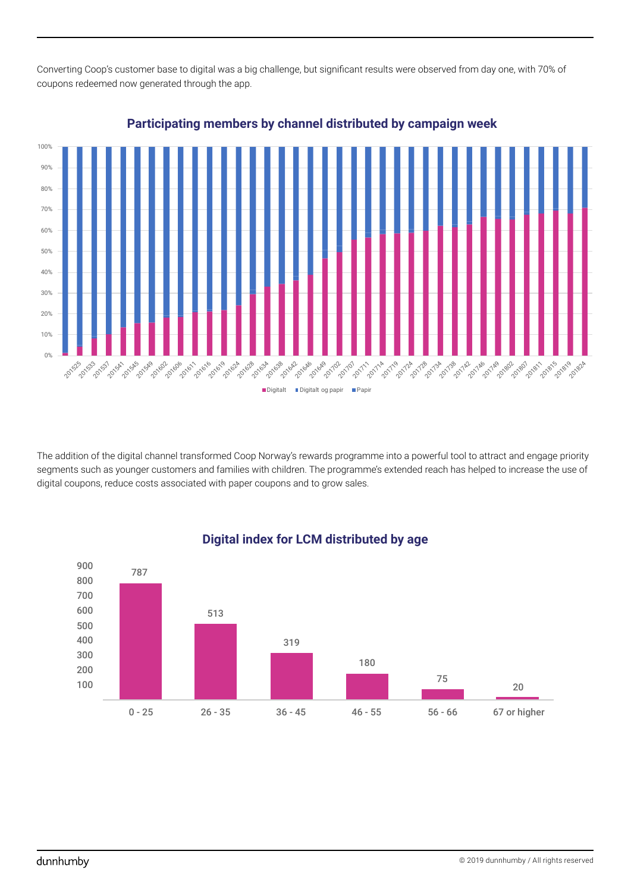Converting Coop's customer base to digital was a big challenge, but significant results were observed from day one, with 70% of coupons redeemed now generated through the app.

## Participating members by channel distributed by campaign week

The addition of the digital channel transformed Coop Norway's rewards programme into a powerful tool to attract and engage priority segments such as younger customers and families with children. The programme's extended reach has helped to increase the use of digital coupons, reduce costs associated with paper coupons and to grow sales.

## Digital index for LCM distributed by age

| Age | Digital index |
| --- | --- |
| 0 - 25 | 787 |
| 26 - 35 | 513 |
| 36 - 45 | 319 |
| 46 - 55 | 180 |
| 56 - 66 | 75 |
| 67 or higher | 20 |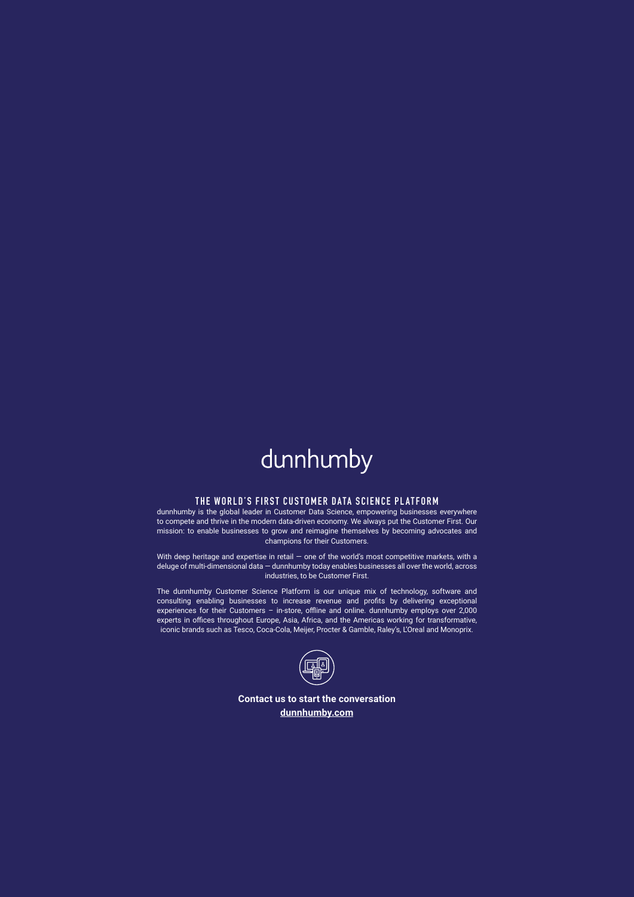dunnhumby

## THE WORLD'S FIRST CUSTOMER DATA SCIENCE PLATFORM

dunnhumby is the global leader in Customer Data Science, empowering businesses everywhere to compete and thrive in the modern data-driven economy. We always put the Customer First. Our mission: to enable businesses to grow and reimagine themselves by becoming advocates and champions for their Customers.

With deep heritage and expertise in retail — one of the world's most competitive markets, with a deluge of multi-dimensional data — dunnhumby today enables businesses all over the world, across industries, to be Customer First.

The dunnhumby Customer Science Platform is our unique mix of technology, software and consulting enabling businesses to increase revenue and profits by delivering exceptional experiences for their Customers – in-store, offline and online. dunnhumby employs over 2,000 experts in offices throughout Europe, Asia, Africa, and the Americas working for transformative, iconic brands such as Tesco, Coca-Cola, Meijer, Procter & Gamble, Raley's, L'Oreal and Monoprix.

**Contact us to start the conversation**
**dunnhumby.com**